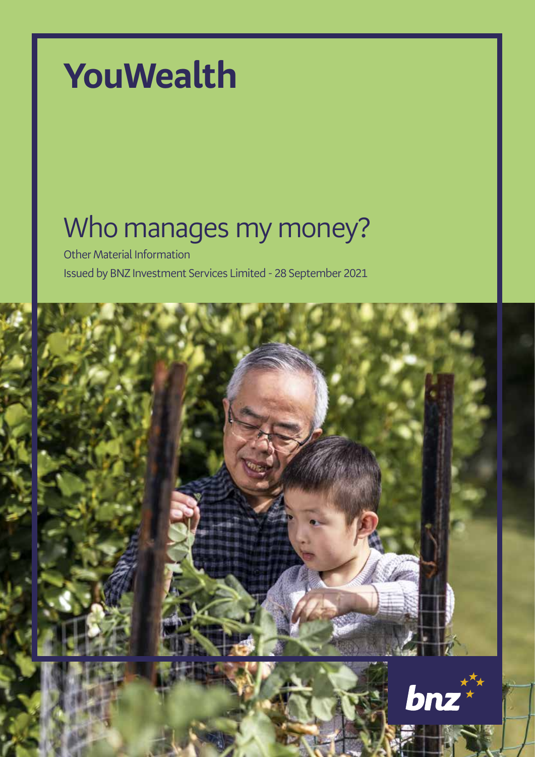# YouWealth

## Who manages my money?

Other Material Information

Issued by BNZ Investment Services Limited - 28 September 2021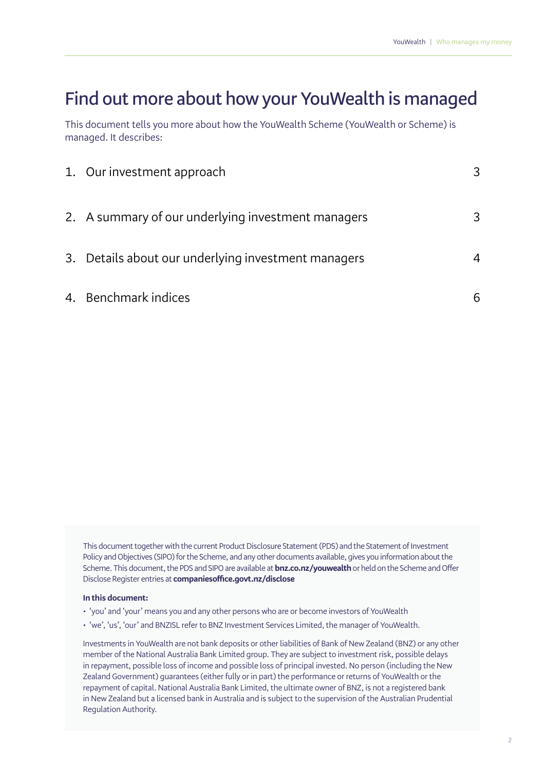# Find out more about how your YouWealth is managed

This document tells you more about how the YouWealth Scheme (YouWealth or Scheme) is managed. It describes:

| | | |
|---|---|---|
| 1. | Our investment approach | 3 |
| 2. | A summary of our underlying investment managers | 3 |
| 3. | Details about our underlying investment managers | 4 |
| 4. | Benchmark indices | 6 |

This document together with the current Product Disclosure Statement (PDS) and the Statement of Investment Policy and Objectives (SIPO) for the Scheme, and any other documents available, gives you information about the Scheme. This document, the PDS and SIPO are available at **bnz.co.nz/youwealth** or held on the Scheme and Offer Disclose Register entries at **companiesoffice.govt.nz/disclose**

**In this document:**

- 'you' and 'your' means you and any other persons who are or become investors of YouWealth
- 'we', 'us', 'our' and BNZISL refer to BNZ Investment Services Limited, the manager of YouWealth.

Investments in YouWealth are not bank deposits or other liabilities of Bank of New Zealand (BNZ) or any other member of the National Australia Bank Limited group. They are subject to investment risk, possible delays in repayment, possible loss of income and possible loss of principal invested. No person (including the New Zealand Government) guarantees (either fully or in part) the performance or returns of YouWealth or the repayment of capital. National Australia Bank Limited, the ultimate owner of BNZ, is not a registered bank in New Zealand but a licensed bank in Australia and is subject to the supervision of the Australian Prudential Regulation Authority.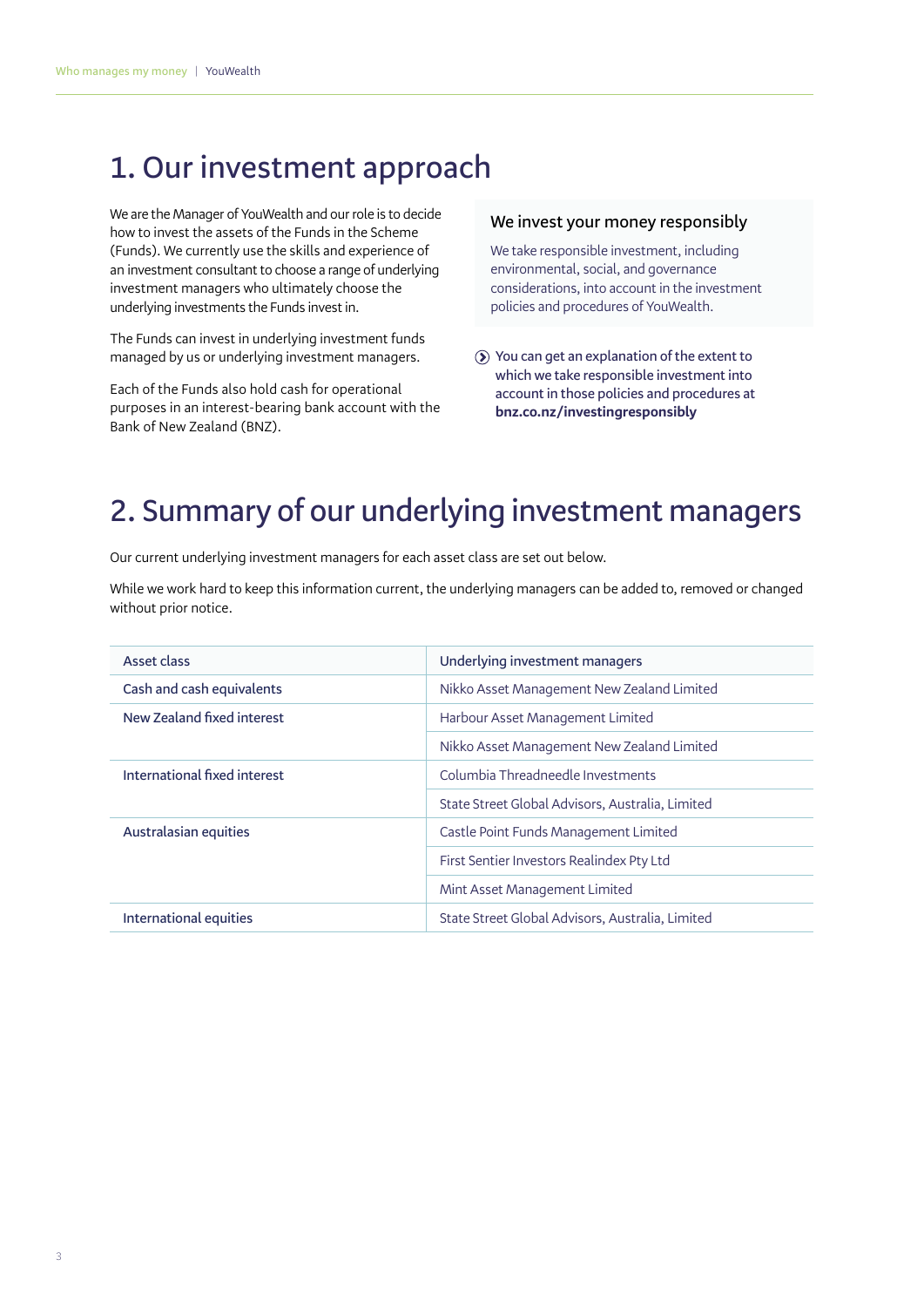# 1. Our investment approach

We are the Manager of YouWealth and our role is to decide how to invest the assets of the Funds in the Scheme (Funds). We currently use the skills and experience of an investment consultant to choose a range of underlying investment managers who ultimately choose the underlying investments the Funds invest in.

The Funds can invest in underlying investment funds managed by us or underlying investment managers.

Each of the Funds also hold cash for operational purposes in an interest-bearing bank account with the Bank of New Zealand (BNZ).

### We invest your money responsibly

We take responsible investment, including environmental, social, and governance considerations, into account in the investment policies and procedures of YouWealth.

You can get an explanation of the extent to which we take responsible investment into account in those policies and procedures at **bnz.co.nz/investingresponsibly**

# 2. Summary of our underlying investment managers

Our current underlying investment managers for each asset class are set out below.

While we work hard to keep this information current, the underlying managers can be added to, removed or changed without prior notice.

| Asset class | Underlying investment managers |
|---|---|
| Cash and cash equivalents | Nikko Asset Management New Zealand Limited |
| New Zealand fixed interest | Harbour Asset Management Limited |
| | Nikko Asset Management New Zealand Limited |
| International fixed interest | Columbia Threadneedle Investments |
| | State Street Global Advisors, Australia, Limited |
| Australasian equities | Castle Point Funds Management Limited |
| | First Sentier Investors Realindex Pty Ltd |
| | Mint Asset Management Limited |
| International equities | State Street Global Advisors, Australia, Limited |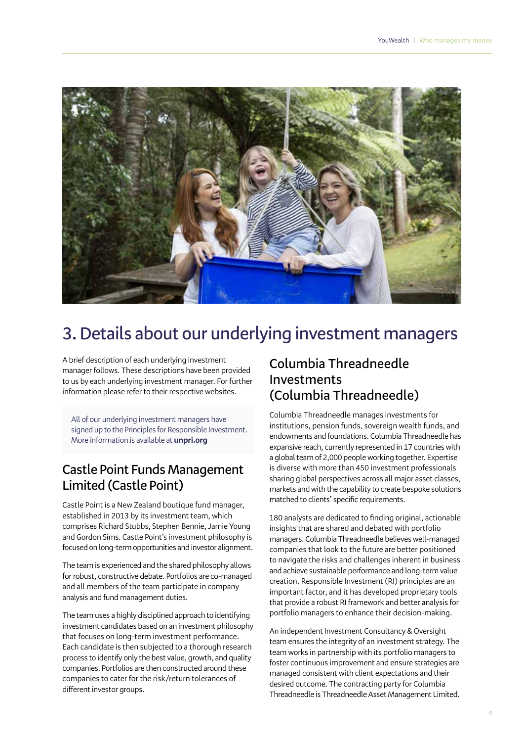# 3. Details about our underlying investment managers

A brief description of each underlying investment manager follows. These descriptions have been provided to us by each underlying investment manager. For further information please refer to their respective websites.

All of our underlying investment managers have signed up to the Principles for Responsible Investment. More information is available at **unpri.org**

## Castle Point Funds Management Limited (Castle Point)

Castle Point is a New Zealand boutique fund manager, established in 2013 by its investment team, which comprises Richard Stubbs, Stephen Bennie, Jamie Young and Gordon Sims. Castle Point's investment philosophy is focused on long-term opportunities and investor alignment.

The team is experienced and the shared philosophy allows for robust, constructive debate. Portfolios are co-managed and all members of the team participate in company analysis and fund management duties.

The team uses a highly disciplined approach to identifying investment candidates based on an investment philosophy that focuses on long-term investment performance. Each candidate is then subjected to a thorough research process to identify only the best value, growth, and quality companies. Portfolios are then constructed around these companies to cater for the risk/return tolerances of different investor groups.

## Columbia Threadneedle Investments (Columbia Threadneedle)

Columbia Threadneedle manages investments for institutions, pension funds, sovereign wealth funds, and endowments and foundations. Columbia Threadneedle has expansive reach, currently represented in 17 countries with a global team of 2,000 people working together. Expertise is diverse with more than 450 investment professionals sharing global perspectives across all major asset classes, markets and with the capability to create bespoke solutions matched to clients' specific requirements.

180 analysts are dedicated to finding original, actionable insights that are shared and debated with portfolio managers. Columbia Threadneedle believes well-managed companies that look to the future are better positioned to navigate the risks and challenges inherent in business and achieve sustainable performance and long-term value creation. Responsible Investment (RI) principles are an important factor, and it has developed proprietary tools that provide a robust RI framework and better analysis for portfolio managers to enhance their decision-making.

An independent Investment Consultancy & Oversight team ensures the integrity of an investment strategy. The team works in partnership with its portfolio managers to foster continuous improvement and ensure strategies are managed consistent with client expectations and their desired outcome. The contracting party for Columbia Threadneedle is Threadneedle Asset Management Limited.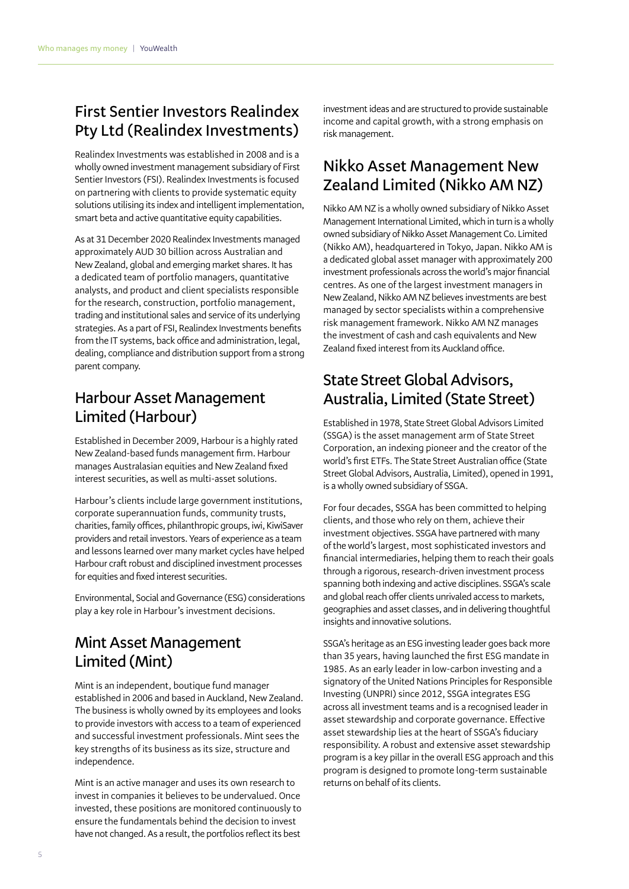## First Sentier Investors Realindex Pty Ltd (Realindex Investments)

Realindex Investments was established in 2008 and is a wholly owned investment management subsidiary of First Sentier Investors (FSI). Realindex Investments is focused on partnering with clients to provide systematic equity solutions utilising its index and intelligent implementation, smart beta and active quantitative equity capabilities.

As at 31 December 2020 Realindex Investments managed approximately AUD 30 billion across Australian and New Zealand, global and emerging market shares. It has a dedicated team of portfolio managers, quantitative analysts, and product and client specialists responsible for the research, construction, portfolio management, trading and institutional sales and service of its underlying strategies. As a part of FSI, Realindex Investments benefits from the IT systems, back office and administration, legal, dealing, compliance and distribution support from a strong parent company.

## Harbour Asset Management Limited (Harbour)

Established in December 2009, Harbour is a highly rated New Zealand-based funds management firm. Harbour manages Australasian equities and New Zealand fixed interest securities, as well as multi-asset solutions.

Harbour's clients include large government institutions, corporate superannuation funds, community trusts, charities, family offices, philanthropic groups, iwi, KiwiSaver providers and retail investors. Years of experience as a team and lessons learned over many market cycles have helped Harbour craft robust and disciplined investment processes for equities and fixed interest securities.

Environmental, Social and Governance (ESG) considerations play a key role in Harbour's investment decisions.

## Mint Asset Management Limited (Mint)

Mint is an independent, boutique fund manager established in 2006 and based in Auckland, New Zealand. The business is wholly owned by its employees and looks to provide investors with access to a team of experienced and successful investment professionals. Mint sees the key strengths of its business as its size, structure and independence.

Mint is an active manager and uses its own research to invest in companies it believes to be undervalued. Once invested, these positions are monitored continuously to ensure the fundamentals behind the decision to invest have not changed. As a result, the portfolios reflect its best investment ideas and are structured to provide sustainable income and capital growth, with a strong emphasis on risk management.

## Nikko Asset Management New Zealand Limited (Nikko AM NZ)

Nikko AM NZ is a wholly owned subsidiary of Nikko Asset Management International Limited, which in turn is a wholly owned subsidiary of Nikko Asset Management Co. Limited (Nikko AM), headquartered in Tokyo, Japan. Nikko AM is a dedicated global asset manager with approximately 200 investment professionals across the world's major financial centres. As one of the largest investment managers in New Zealand, Nikko AM NZ believes investments are best managed by sector specialists within a comprehensive risk management framework. Nikko AM NZ manages the investment of cash and cash equivalents and New Zealand fixed interest from its Auckland office.

## State Street Global Advisors, Australia, Limited (State Street)

Established in 1978, State Street Global Advisors Limited (SSGA) is the asset management arm of State Street Corporation, an indexing pioneer and the creator of the world's first ETFs. The State Street Australian office (State Street Global Advisors, Australia, Limited), opened in 1991, is a wholly owned subsidiary of SSGA.

For four decades, SSGA has been committed to helping clients, and those who rely on them, achieve their investment objectives. SSGA have partnered with many of the world's largest, most sophisticated investors and financial intermediaries, helping them to reach their goals through a rigorous, research-driven investment process spanning both indexing and active disciplines. SSGA's scale and global reach offer clients unrivaled access to markets, geographies and asset classes, and in delivering thoughtful insights and innovative solutions.

SSGA's heritage as an ESG investing leader goes back more than 35 years, having launched the first ESG mandate in 1985. As an early leader in low-carbon investing and a signatory of the United Nations Principles for Responsible Investing (UNPRI) since 2012, SSGA integrates ESG across all investment teams and is a recognised leader in asset stewardship and corporate governance. Effective asset stewardship lies at the heart of SSGA's fiduciary responsibility. A robust and extensive asset stewardship program is a key pillar in the overall ESG approach and this program is designed to promote long-term sustainable returns on behalf of its clients.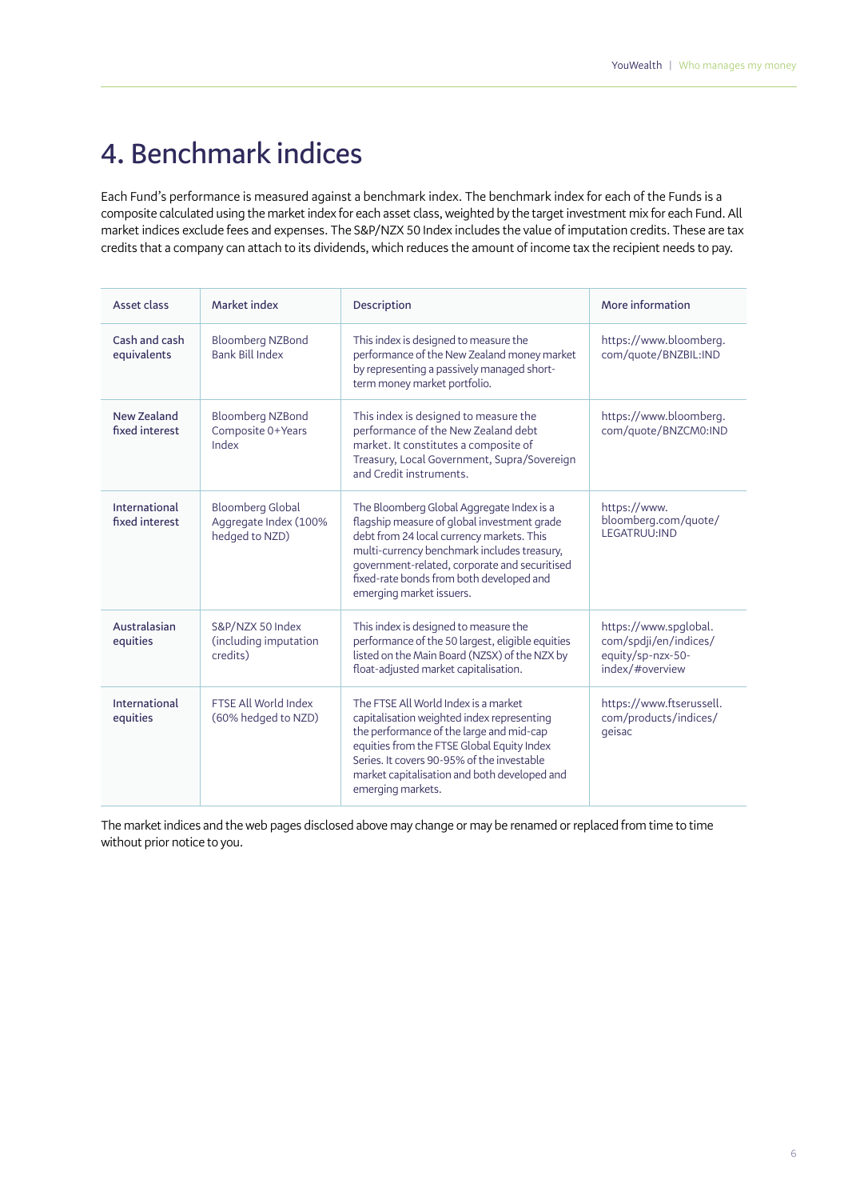# 4. Benchmark indices

Each Fund's performance is measured against a benchmark index. The benchmark index for each of the Funds is a composite calculated using the market index for each asset class, weighted by the target investment mix for each Fund. All market indices exclude fees and expenses. The S&P/NZX 50 Index includes the value of imputation credits. These are tax credits that a company can attach to its dividends, which reduces the amount of income tax the recipient needs to pay.

| Asset class | Market index | Description | More information |
|---|---|---|---|
| Cash and cash equivalents | Bloomberg NZBond Bank Bill Index | This index is designed to measure the performance of the New Zealand money market by representing a passively managed short-term money market portfolio. | https://www.bloomberg.com/quote/BNZBIL:IND |
| New Zealand fixed interest | Bloomberg NZBond Composite 0+Years Index | This index is designed to measure the performance of the New Zealand debt market. It constitutes a composite of Treasury, Local Government, Supra/Sovereign and Credit instruments. | https://www.bloomberg.com/quote/BNZCM0:IND |
| International fixed interest | Bloomberg Global Aggregate Index (100% hedged to NZD) | The Bloomberg Global Aggregate Index is a flagship measure of global investment grade debt from 24 local currency markets. This multi-currency benchmark includes treasury, government-related, corporate and securitised fixed-rate bonds from both developed and emerging market issuers. | https://www.bloomberg.com/quote/LEGATRUU:IND |
| Australasian equities | S&P/NZX 50 Index (including imputation credits) | This index is designed to measure the performance of the 50 largest, eligible equities listed on the Main Board (NZSX) of the NZX by float-adjusted market capitalisation. | https://www.spglobal.com/spdji/en/indices/equity/sp-nzx-50-index/#overview |
| International equities | FTSE All World Index (60% hedged to NZD) | The FTSE All World Index is a market capitalisation weighted index representing the performance of the large and mid-cap equities from the FTSE Global Equity Index Series. It covers 90-95% of the investable market capitalisation and both developed and emerging markets. | https://www.ftserussell.com/products/indices/geisac |

The market indices and the web pages disclosed above may change or may be renamed or replaced from time to time without prior notice to you.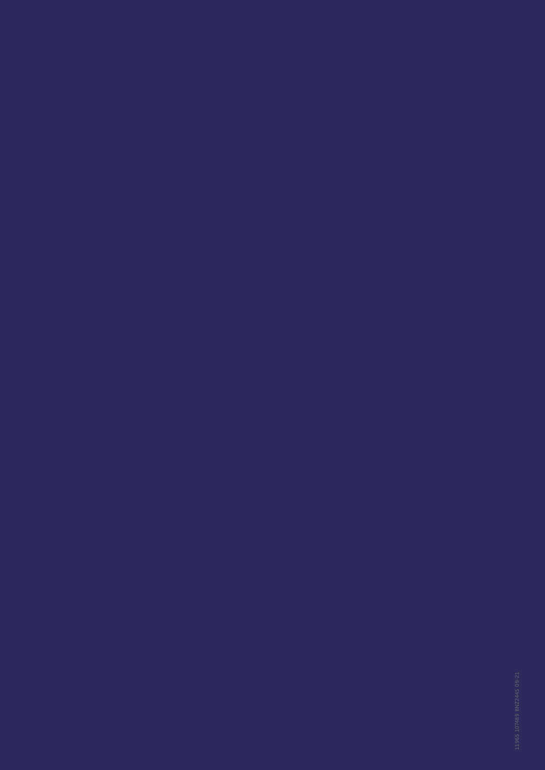11965 107489 BNZ2445 09-21